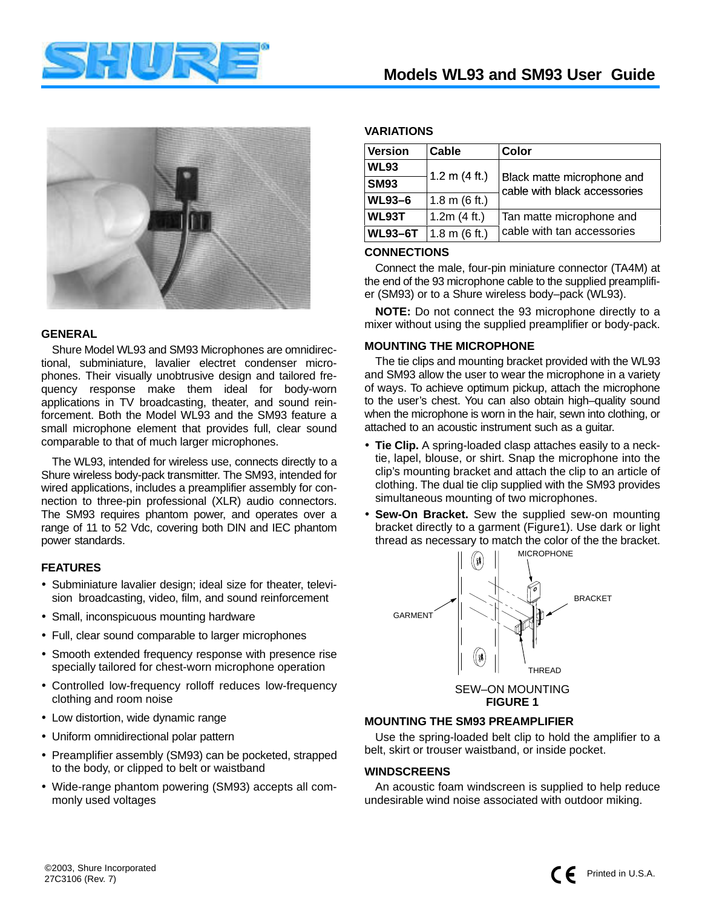# Models WL93 and SM93 User Guide

## GENERAL

Shure Model WL93 and SM93 Microphones are omnidirectional, subminiature, lavalier electret condenser microphones. Their visually unobtrusive design and tailored frequency response make them ideal for body-worn applications in TV broadcasting, theater, and sound reinforcement. Both the Model WL93 and the SM93 feature a small microphone element that provides full, clear sound comparable to that of much larger microphones.

The WL93, intended for wireless use, connects directly to a Shure wireless body-pack transmitter. The SM93, intended for wired applications, includes a preamplifier assembly for connection to three-pin professional (XLR) audio connectors. The SM93 requires phantom power, and operates over a range of 11 to 52 Vdc, covering both DIN and IEC phantom power standards.

## FEATURES

- Subminiature lavalier design; ideal size for theater, television broadcasting, video, film, and sound reinforcement
- Small, inconspicuous mounting hardware
- Full, clear sound comparable to larger microphones
- Smooth extended frequency response with presence rise specially tailored for chest-worn microphone operation
- Controlled low-frequency rolloff reduces low-frequency clothing and room noise
- Low distortion, wide dynamic range
- Uniform omnidirectional polar pattern
- Preamplifier assembly (SM93) can be pocketed, strapped to the body, or clipped to belt or waistband
- Wide-range phantom powering (SM93) accepts all commonly used voltages

## VARIATIONS

| Version | Cable | Color |
|---|---|---|
| **WL93** | 1.2 m (4 ft.) | Black matte microphone and cable with black accessories |
| **SM93** | 1.2 m (4 ft.) | Black matte microphone and cable with black accessories |
| **WL93–6** | 1.8 m (6 ft.) | Black matte microphone and cable with black accessories |
| **WL93T** | 1.2m (4 ft.) | Tan matte microphone and cable with tan accessories |
| **WL93–6T** | 1.8 m (6 ft.) | Tan matte microphone and cable with tan accessories |

## CONNECTIONS

Connect the male, four-pin miniature connector (TA4M) at the end of the 93 microphone cable to the supplied preamplifier (SM93) or to a Shure wireless body–pack (WL93).

**NOTE:** Do not connect the 93 microphone directly to a mixer without using the supplied preamplifier or body-pack.

## MOUNTING THE MICROPHONE

The tie clips and mounting bracket provided with the WL93 and SM93 allow the user to wear the microphone in a variety of ways. To achieve optimum pickup, attach the microphone to the user's chest. You can also obtain high–quality sound when the microphone is worn in the hair, sewn into clothing, or attached to an acoustic instrument such as a guitar.

- **Tie Clip.** A spring-loaded clasp attaches easily to a necktie, lapel, blouse, or shirt. Snap the microphone into the clip's mounting bracket and attach the clip to an article of clothing. The dual tie clip supplied with the SM93 provides simultaneous mounting of two microphones.
- **Sew-On Bracket.** Sew the supplied sew-on mounting bracket directly to a garment (Figure1). Use dark or light thread as necessary to match the color of the the bracket.

MICROPHONE
GARMENT
BRACKET
THREAD

SEW–ON MOUNTING
**FIGURE 1**

## MOUNTING THE SM93 PREAMPLIFIER

Use the spring-loaded belt clip to hold the amplifier to a belt, skirt or trouser waistband, or inside pocket.

## WINDSCREENS

An acoustic foam windscreen is supplied to help reduce undesirable wind noise associated with outdoor miking.

©2003, Shure Incorporated
27C3106 (Rev. 7)

Printed in U.S.A.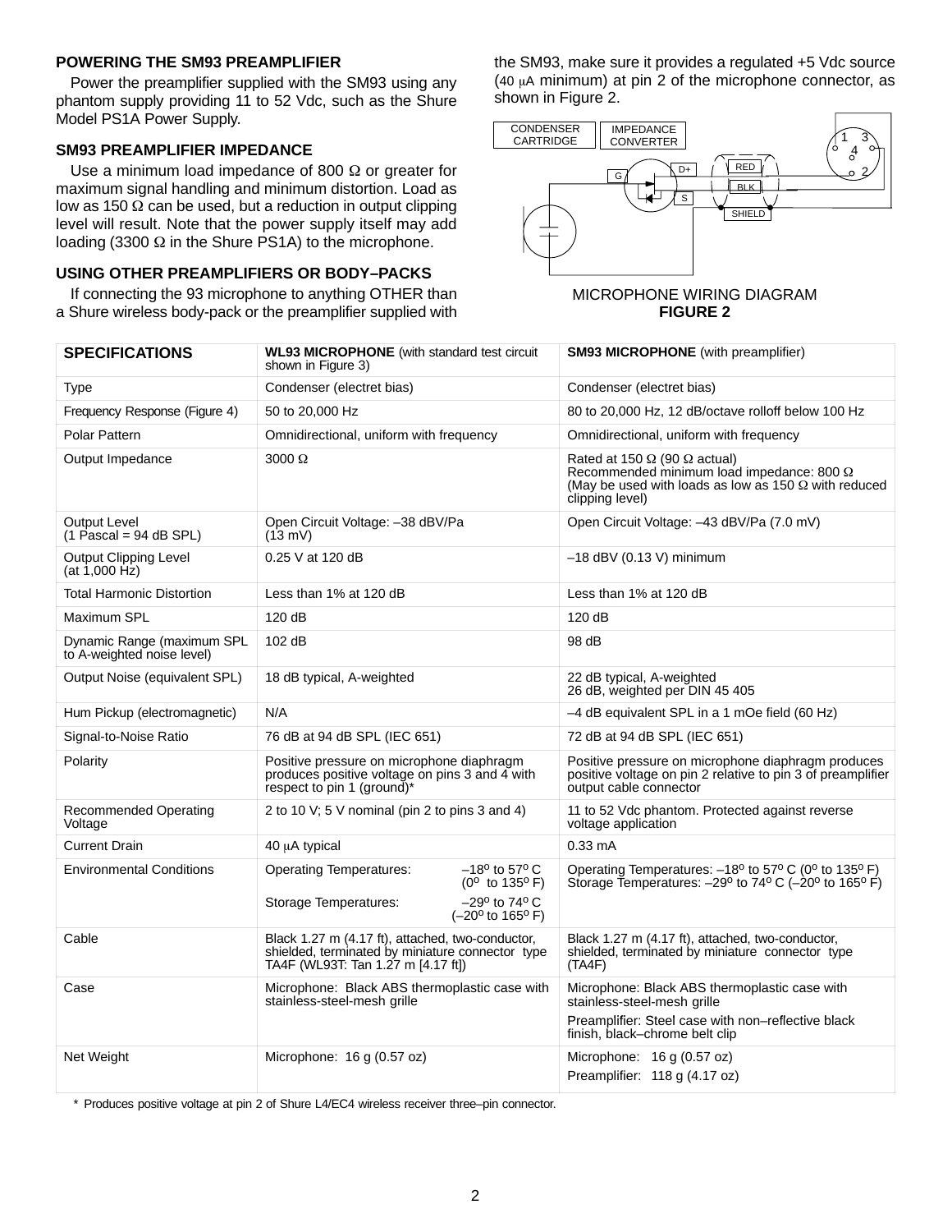### POWERING THE SM93 PREAMPLIFIER

Power the preamplifier supplied with the SM93 using any phantom supply providing 11 to 52 Vdc, such as the Shure Model PS1A Power Supply.

### SM93 PREAMPLIFIER IMPEDANCE

Use a minimum load impedance of 800 Ω or greater for maximum signal handling and minimum distortion. Load as low as 150 Ω can be used, but a reduction in output clipping level will result. Note that the power supply itself may add loading (3300 Ω in the Shure PS1A) to the microphone.

### USING OTHER PREAMPLIFIERS OR BODY–PACKS

If connecting the 93 microphone to anything OTHER than a Shure wireless body-pack or the preamplifier supplied with the SM93, make sure it provides a regulated +5 Vdc source (40 μA minimum) at pin 2 of the microphone connector, as shown in Figure 2.

CONDENSER CARTRIDGE | IMPEDANCE CONVERTER | G | D+ | S | RED | BLK | SHIELD | 1 | 2 | 3 | 4

MICROPHONE WIRING DIAGRAM
**FIGURE 2**

| **SPECIFICATIONS** | **WL93 MICROPHONE** (with standard test circuit shown in Figure 3) | **SM93 MICROPHONE** (with preamplifier) |
|---|---|---|
| Type | Condenser (electret bias) | Condenser (electret bias) |
| Frequency Response (Figure 4) | 50 to 20,000 Hz | 80 to 20,000 Hz, 12 dB/octave rolloff below 100 Hz |
| Polar Pattern | Omnidirectional, uniform with frequency | Omnidirectional, uniform with frequency |
| Output Impedance | 3000 Ω | Rated at 150 Ω (90 Ω actual)<br>Recommended minimum load impedance: 800 Ω<br>(May be used with loads as low as 150 Ω with reduced clipping level) |
| Output Level<br>(1 Pascal = 94 dB SPL) | Open Circuit Voltage: –38 dBV/Pa<br>(13 mV) | Open Circuit Voltage: –43 dBV/Pa (7.0 mV) |
| Output Clipping Level<br>(at 1,000 Hz) | 0.25 V at 120 dB | –18 dBV (0.13 V) minimum |
| Total Harmonic Distortion | Less than 1% at 120 dB | Less than 1% at 120 dB |
| Maximum SPL | 120 dB | 120 dB |
| Dynamic Range (maximum SPL to A-weighted noise level) | 102 dB | 98 dB |
| Output Noise (equivalent SPL) | 18 dB typical, A-weighted | 22 dB typical, A-weighted<br>26 dB, weighted per DIN 45 405 |
| Hum Pickup (electromagnetic) | N/A | –4 dB equivalent SPL in a 1 mOe field (60 Hz) |
| Signal-to-Noise Ratio | 76 dB at 94 dB SPL (IEC 651) | 72 dB at 94 dB SPL (IEC 651) |
| Polarity | Positive pressure on microphone diaphragm produces positive voltage on pins 3 and 4 with respect to pin 1 (ground)* | Positive pressure on microphone diaphragm produces positive voltage on pin 2 relative to pin 3 of preamplifier output cable connector |
| Recommended Operating Voltage | 2 to 10 V; 5 V nominal (pin 2 to pins 3 and 4) | 11 to 52 Vdc phantom. Protected against reverse voltage application |
| Current Drain | 40 μA typical | 0.33 mA |
| Environmental Conditions | Operating Temperatures: –18° to 57° C (0° to 135° F)<br>Storage Temperatures: –29° to 74° C (–20° to 165° F) | Operating Temperatures: –18° to 57° C (0° to 135° F)<br>Storage Temperatures: –29° to 74° C (–20° to 165° F) |
| Cable | Black 1.27 m (4.17 ft), attached, two-conductor, shielded, terminated by miniature connector type TA4F (WL93T: Tan 1.27 m [4.17 ft]) | Black 1.27 m (4.17 ft), attached, two-conductor, shielded, terminated by miniature connector type (TA4F) |
| Case | Microphone: Black ABS thermoplastic case with stainless-steel-mesh grille | Microphone: Black ABS thermoplastic case with stainless-steel-mesh grille<br>Preamplifier: Steel case with non–reflective black finish, black–chrome belt clip |
| Net Weight | Microphone: 16 g (0.57 oz) | Microphone: 16 g (0.57 oz)<br>Preamplifier: 118 g (4.17 oz) |

\* Produces positive voltage at pin 2 of Shure L4/EC4 wireless receiver three–pin connector.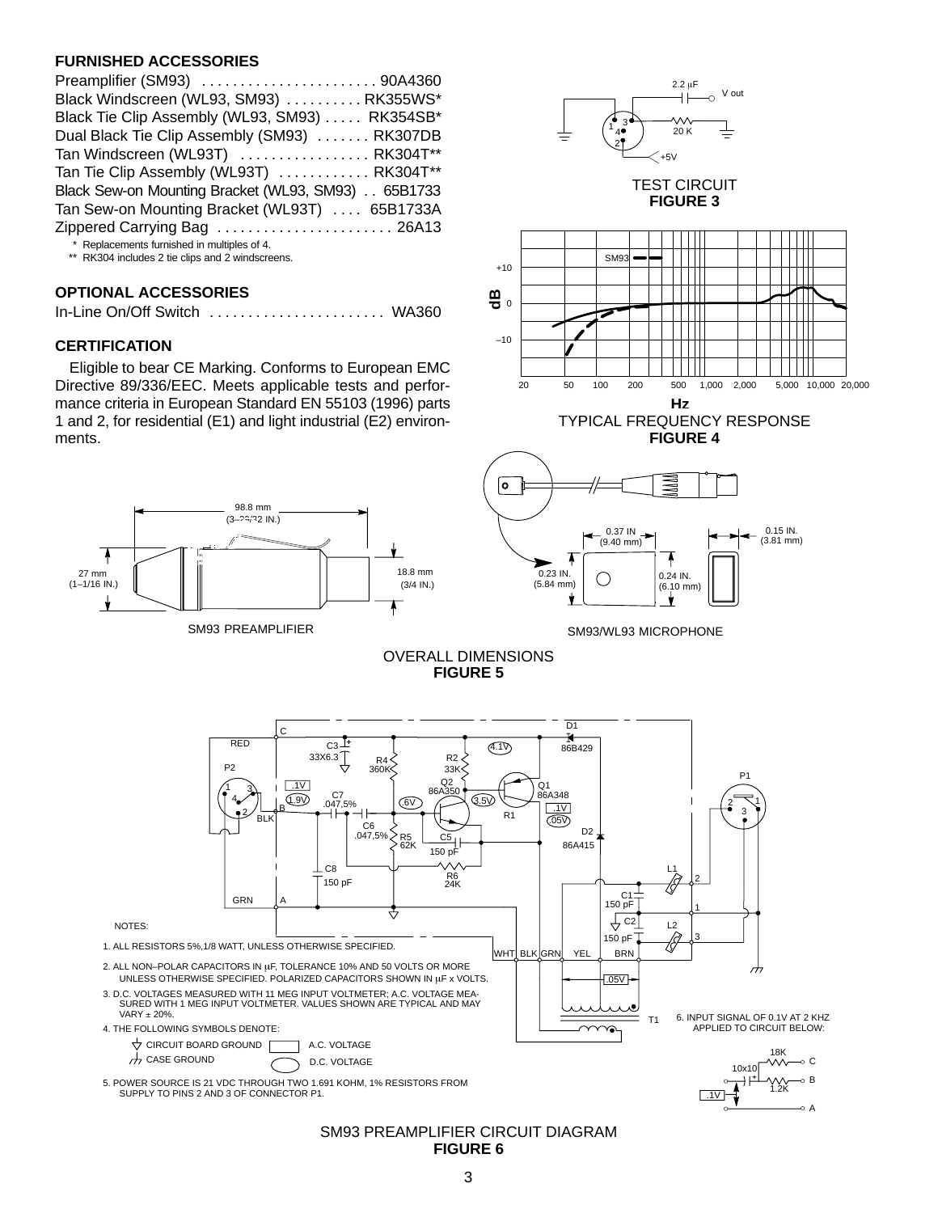## FURNISHED ACCESSORIES

| | |
|---|---|
| Preamplifier (SM93) | 90A4360 |
| Black Windscreen (WL93, SM93) | RK355WS* |
| Black Tie Clip Assembly (WL93, SM93) | RK354SB* |
| Dual Black Tie Clip Assembly (SM93) | RK307DB |
| Tan Windscreen (WL93T) | RK304T** |
| Tan Tie Clip Assembly (WL93T) | RK304T** |
| Black Sew-on Mounting Bracket (WL93, SM93) | 65B1733 |
| Tan Sew-on Mounting Bracket (WL93T) | 65B1733A |
| Zippered Carrying Bag | 26A13 |

\* Replacements furnished in multiples of 4.
** RK304 includes 2 tie clips and 2 windscreens.

## OPTIONAL ACCESSORIES

| | |
|---|---|
| In-Line On/Off Switch | WA360 |

## CERTIFICATION

Eligible to bear CE Marking. Conforms to European EMC Directive 89/336/EEC. Meets applicable tests and performance criteria in European Standard EN 55103 (1996) parts 1 and 2, for residential (E1) and light industrial (E2) environments.

TEST CIRCUIT
**FIGURE 3**

TYPICAL FREQUENCY RESPONSE
**FIGURE 4**

SM93 PREAMPLIFIER

SM93/WL93 MICROPHONE

OVERALL DIMENSIONS
**FIGURE 5**

NOTES:

1. ALL RESISTORS 5%,1/8 WATT, UNLESS OTHERWISE SPECIFIED.
2. ALL NON–POLAR CAPACITORS IN μF, TOLERANCE 10% AND 50 VOLTS OR MORE UNLESS OTHERWISE SPECIFIED. POLARIZED CAPACITORS SHOWN IN μF x VOLTS.
3. D.C. VOLTAGES MEASURED WITH 11 MEG INPUT VOLTMETER; A.C. VOLTAGE MEASURED WITH 1 MEG INPUT VOLTMETER. VALUES SHOWN ARE TYPICAL AND MAY VARY ± 20%.
4. THE FOLLOWING SYMBOLS DENOTE: CIRCUIT BOARD GROUND; CASE GROUND; A.C. VOLTAGE; D.C. VOLTAGE
5. POWER SOURCE IS 21 VDC THROUGH TWO 1.691 KOHM, 1% RESISTORS FROM SUPPLY TO PINS 2 AND 3 OF CONNECTOR P1.
6. INPUT SIGNAL OF 0.1V AT 2 KHZ APPLIED TO CIRCUIT BELOW:

SM93 PREAMPLIFIER CIRCUIT DIAGRAM
**FIGURE 6**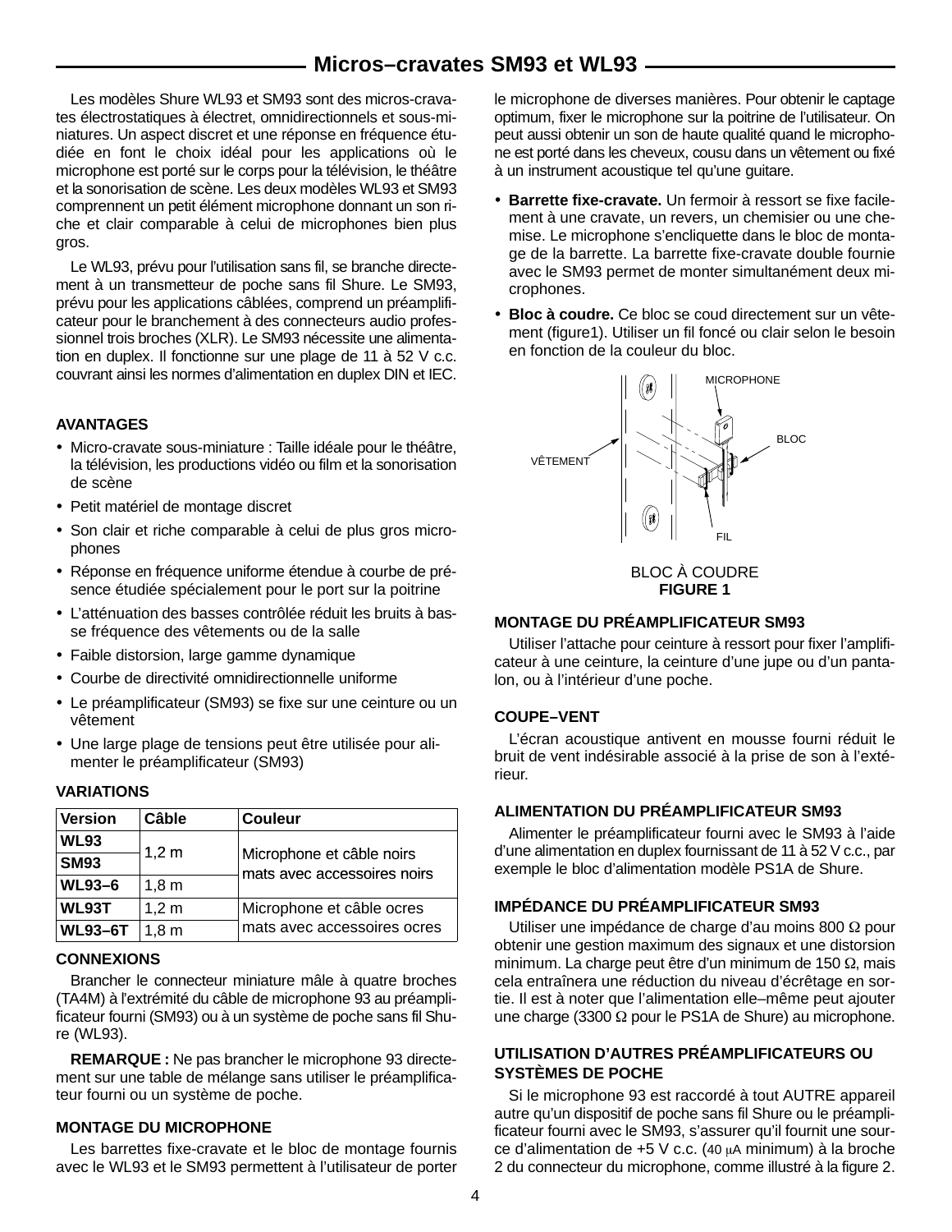# Micros–cravates SM93 et WL93

Les modèles Shure WL93 et SM93 sont des micros-cravates électrostatiques à électret, omnidirectionnels et sous-miniatures. Un aspect discret et une réponse en fréquence étudiée en font le choix idéal pour les applications où le microphone est porté sur le corps pour la télévision, le théâtre et la sonorisation de scène. Les deux modèles WL93 et SM93 comprennent un petit élément microphone donnant un son riche et clair comparable à celui de microphones bien plus gros.

Le WL93, prévu pour l'utilisation sans fil, se branche directement à un transmetteur de poche sans fil Shure. Le SM93, prévu pour les applications câblées, comprend un préamplificateur pour le branchement à des connecteurs audio professionnel trois broches (XLR). Le SM93 nécessite une alimentation en duplex. Il fonctionne sur une plage de 11 à 52 V c.c. couvrant ainsi les normes d'alimentation en duplex DIN et IEC.

## AVANTAGES

- Micro-cravate sous-miniature : Taille idéale pour le théâtre, la télévision, les productions vidéo ou film et la sonorisation de scène
- Petit matériel de montage discret
- Son clair et riche comparable à celui de plus gros microphones
- Réponse en fréquence uniforme étendue à courbe de présence étudiée spécialement pour le port sur la poitrine
- L'atténuation des basses contrôlée réduit les bruits à basse fréquence des vêtements ou de la salle
- Faible distorsion, large gamme dynamique
- Courbe de directivité omnidirectionnelle uniforme
- Le préamplificateur (SM93) se fixe sur une ceinture ou un vêtement
- Une large plage de tensions peut être utilisée pour alimenter le préamplificateur (SM93)

## VARIATIONS

| Version | Câble | Couleur |
|---|---|---|
| WL93 | 1,2 m | Microphone et câble noirs mats avec accessoires noirs |
| SM93 | | |
| WL93–6 | 1,8 m | |
| WL93T | 1,2 m | Microphone et câble ocres mats avec accessoires ocres |
| WL93–6T | 1,8 m | |

## CONNEXIONS

Brancher le connecteur miniature mâle à quatre broches (TA4M) à l'extrémité du câble de microphone 93 au préamplificateur fourni (SM93) ou à un système de poche sans fil Shure (WL93).

**REMARQUE :** Ne pas brancher le microphone 93 directement sur une table de mélange sans utiliser le préamplificateur fourni ou un système de poche.

## MONTAGE DU MICROPHONE

Les barrettes fixe-cravate et le bloc de montage fournis avec le WL93 et le SM93 permettent à l'utilisateur de porter le microphone de diverses manières. Pour obtenir le captage optimum, fixer le microphone sur la poitrine de l'utilisateur. On peut aussi obtenir un son de haute qualité quand le microphone est porté dans les cheveux, cousu dans un vêtement ou fixé à un instrument acoustique tel qu'une guitare.

- **Barrette fixe-cravate.** Un fermoir à ressort se fixe facilement à une cravate, un revers, un chemisier ou une chemise. Le microphone s'encliquette dans le bloc de montage de la barrette. La barrette fixe-cravate double fournie avec le SM93 permet de monter simultanément deux microphones.
- **Bloc à coudre.** Ce bloc se coud directement sur un vêtement (figure1). Utiliser un fil foncé ou clair selon le besoin en fonction de la couleur du bloc.

MICROPHONE
BLOC
VÊTEMENT
FIL

BLOC À COUDRE
**FIGURE 1**

## MONTAGE DU PRÉAMPLIFICATEUR SM93

Utiliser l'attache pour ceinture à ressort pour fixer l'amplificateur à une ceinture, la ceinture d'une jupe ou d'un pantalon, ou à l'intérieur d'une poche.

## COUPE–VENT

L'écran acoustique antivent en mousse fourni réduit le bruit de vent indésirable associé à la prise de son à l'extérieur.

## ALIMENTATION DU PRÉAMPLIFICATEUR SM93

Alimenter le préamplificateur fourni avec le SM93 à l'aide d'une alimentation en duplex fournissant de 11 à 52 V c.c., par exemple le bloc d'alimentation modèle PS1A de Shure.

## IMPÉDANCE DU PRÉAMPLIFICATEUR SM93

Utiliser une impédance de charge d'au moins 800 Ω pour obtenir une gestion maximum des signaux et une distorsion minimum. La charge peut être d'un minimum de 150 Ω, mais cela entraînera une réduction du niveau d'écrêtage en sortie. Il est à noter que l'alimentation elle–même peut ajouter une charge (3300 Ω pour le PS1A de Shure) au microphone.

## UTILISATION D'AUTRES PRÉAMPLIFICATEURS OU SYSTÈMES DE POCHE

Si le microphone 93 est raccordé à tout AUTRE appareil autre qu'un dispositif de poche sans fil Shure ou le préamplificateur fourni avec le SM93, s'assurer qu'il fournit une source d'alimentation de +5 V c.c. (40 μA minimum) à la broche 2 du connecteur du microphone, comme illustré à la figure 2.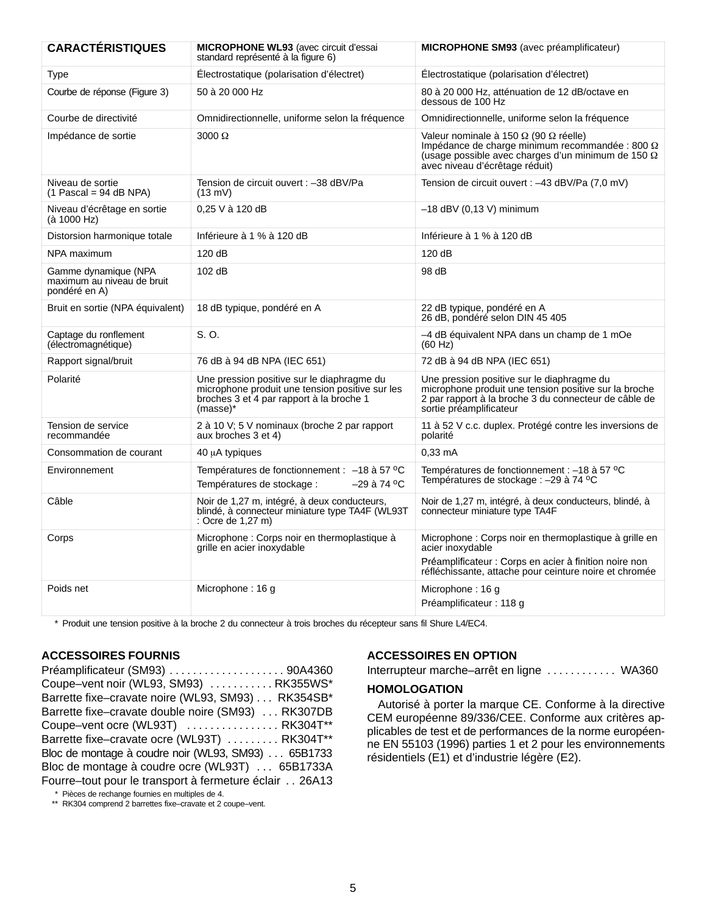| CARACTÉRISTIQUES | MICROPHONE WL93 (avec circuit d'essai standard représenté à la figure 6) | MICROPHONE SM93 (avec préamplificateur) |
|---|---|---|
| Type | Électrostatique (polarisation d'électret) | Électrostatique (polarisation d'électret) |
| Courbe de réponse (Figure 3) | 50 à 20 000 Hz | 80 à 20 000 Hz, atténuation de 12 dB/octave en dessous de 100 Hz |
| Courbe de directivité | Omnidirectionnelle, uniforme selon la fréquence | Omnidirectionnelle, uniforme selon la fréquence |
| Impédance de sortie | 3000 Ω | Valeur nominale à 150 Ω (90 Ω réelle) Impédance de charge minimum recommandée : 800 Ω (usage possible avec charges d'un minimum de 150 Ω avec niveau d'écrêtage réduit) |
| Niveau de sortie (1 Pascal = 94 dB NPA) | Tension de circuit ouvert : –38 dBV/Pa (13 mV) | Tension de circuit ouvert : –43 dBV/Pa (7,0 mV) |
| Niveau d'écrêtage en sortie (à 1000 Hz) | 0,25 V à 120 dB | –18 dBV (0,13 V) minimum |
| Distorsion harmonique totale | Inférieure à 1 % à 120 dB | Inférieure à 1 % à 120 dB |
| NPA maximum | 120 dB | 120 dB |
| Gamme dynamique (NPA maximum au niveau de bruit pondéré en A) | 102 dB | 98 dB |
| Bruit en sortie (NPA équivalent) | 18 dB typique, pondéré en A | 22 dB typique, pondéré en A 26 dB, pondéré selon DIN 45 405 |
| Captage du ronflement (électromagnétique) | S. O. | –4 dB équivalent NPA dans un champ de 1 mOe (60 Hz) |
| Rapport signal/bruit | 76 dB à 94 dB NPA (IEC 651) | 72 dB à 94 dB NPA (IEC 651) |
| Polarité | Une pression positive sur le diaphragme du microphone produit une tension positive sur les broches 3 et 4 par rapport à la broche 1 (masse)* | Une pression positive sur le diaphragme du microphone produit une tension positive sur la broche 2 par rapport à la broche 3 du connecteur de câble de sortie préamplificateur |
| Tension de service recommandée | 2 à 10 V; 5 V nominaux (broche 2 par rapport aux broches 3 et 4) | 11 à 52 V c.c. duplex. Protégé contre les inversions de polarité |
| Consommation de courant | 40 µA typiques | 0,33 mA |
| Environnement | Températures de fonctionnement : –18 à 57 ºC Températures de stockage : –29 à 74 ºC | Températures de fonctionnement : –18 à 57 ºC Températures de stockage : –29 à 74 ºC |
| Câble | Noir de 1,27 m, intégré, à deux conducteurs, blindé, à connecteur miniature type TA4F (WL93T : Ocre de 1,27 m) | Noir de 1,27 m, intégré, à deux conducteurs, blindé, à connecteur miniature type TA4F |
| Corps | Microphone : Corps noir en thermoplastique à grille en acier inoxydable | Microphone : Corps noir en thermoplastique à grille en acier inoxydable Préamplificateur : Corps en acier à finition noire non réfléchissante, attache pour ceinture noire et chromée |
| Poids net | Microphone : 16 g | Microphone : 16 g Préamplificateur : 118 g |

\* Produit une tension positive à la broche 2 du connecteur à trois broches du récepteur sans fil Shure L4/EC4.

## ACCESSOIRES FOURNIS

Préamplificateur (SM93) . . . . . . . . . . . . . . . . . . . . 90A4360
Coupe–vent noir (WL93, SM93) . . . . . . . . . . . RK355WS*
Barrette fixe–cravate noire (WL93, SM93) . . . RK354SB*
Barrette fixe–cravate double noire (SM93) . . . RK307DB
Coupe–vent ocre (WL93T) . . . . . . . . . . . . . . . . RK304T**
Barrette fixe–cravate ocre (WL93T) . . . . . . . . . RK304T**
Bloc de montage à coudre noir (WL93, SM93) . . . 65B1733
Bloc de montage à coudre ocre (WL93T) . . . 65B1733A
Fourre–tout pour le transport à fermeture éclair . . 26A13

\* Pièces de rechange fournies en multiples de 4.
\*\* RK304 comprend 2 barrettes fixe–cravate et 2 coupe–vent.

## ACCESSOIRES EN OPTION

Interrupteur marche–arrêt en ligne . . . . . . . . . . . WA360

## HOMOLOGATION

Autorisé à porter la marque CE. Conforme à la directive CEM européenne 89/336/CEE. Conforme aux critères applicables de test et de performances de la norme européenne EN 55103 (1996) parties 1 et 2 pour les environnements résidentiels (E1) et d'industrie légère (E2).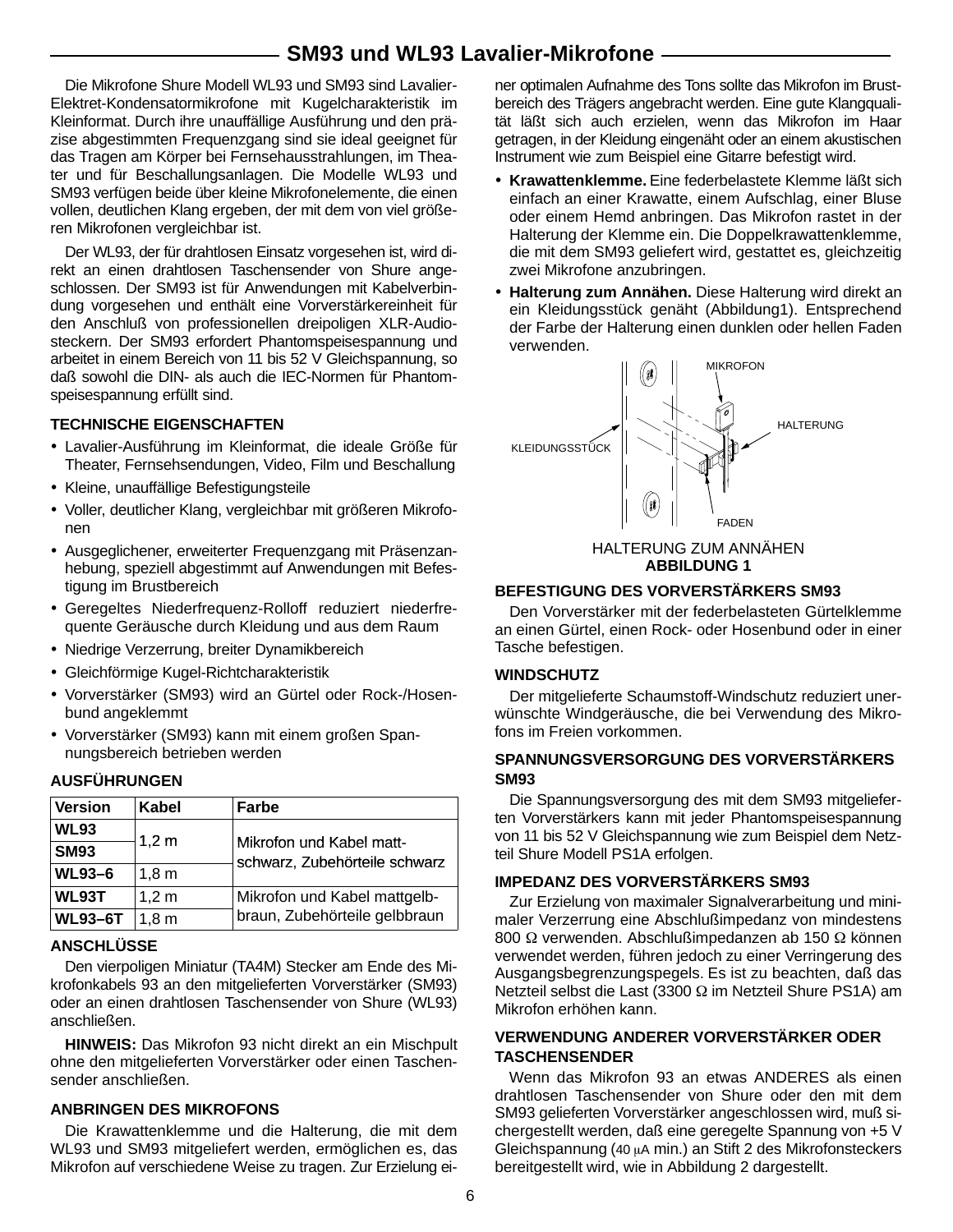# SM93 und WL93 Lavalier-Mikrofone

Die Mikrofone Shure Modell WL93 und SM93 sind Lavalier-Elektret-Kondensatormikrofone mit Kugelcharakteristik im Kleinformat. Durch ihre unauffällige Ausführung und den präzise abgestimmten Frequenzgang sind sie ideal geeignet für das Tragen am Körper bei Fernsehausstrahlungen, im Theater und für Beschallungsanlagen. Die Modelle WL93 und SM93 verfügen beide über kleine Mikrofonelemente, die einen vollen, deutlichen Klang ergeben, der mit dem von viel größeren Mikrofonen vergleichbar ist.

Der WL93, der für drahtlosen Einsatz vorgesehen ist, wird direkt an einen drahtlosen Taschensender von Shure angeschlossen. Der SM93 ist für Anwendungen mit Kabelverbindung vorgesehen und enthält eine Vorverstärkereinheit für den Anschluß von professionellen dreipoligen XLR-Audiosteckern. Der SM93 erfordert Phantomspeisespannung und arbeitet in einem Bereich von 11 bis 52 V Gleichspannung, so daß sowohl die DIN- als auch die IEC-Normen für Phantomspeisespannung erfüllt sind.

## TECHNISCHE EIGENSCHAFTEN

- Lavalier-Ausführung im Kleinformat, die ideale Größe für Theater, Fernsehsendungen, Video, Film und Beschallung
- Kleine, unauffällige Befestigungsteile
- Voller, deutlicher Klang, vergleichbar mit größeren Mikrofonen
- Ausgeglichener, erweiterter Frequenzgang mit Präsenzanhebung, speziell abgestimmt auf Anwendungen mit Befestigung im Brustbereich
- Geregeltes Niederfrequenz-Rolloff reduziert niederfrequente Geräusche durch Kleidung und aus dem Raum
- Niedrige Verzerrung, breiter Dynamikbereich
- Gleichförmige Kugel-Richtcharakteristik
- Vorverstärker (SM93) wird an Gürtel oder Rock-/Hosenbund angeklemmt
- Vorverstärker (SM93) kann mit einem großen Spannungsbereich betrieben werden

## AUSFÜHRUNGEN

| Version | Kabel | Farbe |
|---|---|---|
| **WL93** | 1,2 m | Mikrofon und Kabel mattschwarz, Zubehörteile schwarz |
| **SM93** | | |
| **WL93–6** | 1,8 m | |
| **WL93T** | 1,2 m | Mikrofon und Kabel mattgelbbraun, Zubehörteile gelbbraun |
| **WL93–6T** | 1,8 m | |

## ANSCHLÜSSE

Den vierpoligen Miniatur (TA4M) Stecker am Ende des Mikrofonkabels 93 an den mitgelieferten Vorverstärker (SM93) oder an einen drahtlosen Taschensender von Shure (WL93) anschließen.

**HINWEIS:** Das Mikrofon 93 nicht direkt an ein Mischpult ohne den mitgelieferten Vorverstärker oder einen Taschensender anschließen.

## ANBRINGEN DES MIKROFONS

Die Krawattenklemme und die Halterung, die mit dem WL93 und SM93 mitgeliefert werden, ermöglichen es, das Mikrofon auf verschiedene Weise zu tragen. Zur Erzielung einer optimalen Aufnahme des Tons sollte das Mikrofon im Brustbereich des Trägers angebracht werden. Eine gute Klangqualität läßt sich auch erzielen, wenn das Mikrofon im Haar getragen, in der Kleidung eingenäht oder an einem akustischen Instrument wie zum Beispiel eine Gitarre befestigt wird.

- **Krawattenklemme.** Eine federbelastete Klemme läßt sich einfach an einer Krawatte, einem Aufschlag, einer Bluse oder einem Hemd anbringen. Das Mikrofon rastet in der Halterung der Klemme ein. Die Doppelkrawattenklemme, die mit dem SM93 geliefert wird, gestattet es, gleichzeitig zwei Mikrofone anzubringen.
- **Halterung zum Annähen.** Diese Halterung wird direkt an ein Kleidungsstück genäht (Abbildung1). Entsprechend der Farbe der Halterung einen dunklen oder hellen Faden verwenden.

MIKROFON, HALTERUNG, KLEIDUNGSSTÜCK, FADEN

HALTERUNG ZUM ANNÄHEN
**ABBILDUNG 1**

## BEFESTIGUNG DES VORVERSTÄRKERS SM93

Den Vorverstärker mit der federbelasteten Gürtelklemme an einen Gürtel, einen Rock- oder Hosenbund oder in einer Tasche befestigen.

## WINDSCHUTZ

Der mitgelieferte Schaumstoff-Windschutz reduziert unerwünschte Windgeräusche, die bei Verwendung des Mikrofons im Freien vorkommen.

## SPANNUNGSVERSORGUNG DES VORVERSTÄRKERS SM93

Die Spannungsversorgung des mit dem SM93 mitgelieferten Vorverstärkers kann mit jeder Phantomspeisespannung von 11 bis 52 V Gleichspannung wie zum Beispiel dem Netzteil Shure Modell PS1A erfolgen.

## IMPEDANZ DES VORVERSTÄRKERS SM93

Zur Erzielung von maximaler Signalverarbeitung und minimaler Verzerrung eine Abschlußimpedanz von mindestens 800 Ω verwenden. Abschlußimpedanzen ab 150 Ω können verwendet werden, führen jedoch zu einer Verringerung des Ausgangsbegrenzungspegels. Es ist zu beachten, daß das Netzteil selbst die Last (3300 Ω im Netzteil Shure PS1A) am Mikrofon erhöhen kann.

## VERWENDUNG ANDERER VORVERSTÄRKER ODER TASCHENSENDER

Wenn das Mikrofon 93 an etwas ANDERES als einen drahtlosen Taschensender von Shure oder den mit dem SM93 gelieferten Vorverstärker angeschlossen wird, muß sichergestellt werden, daß eine geregelte Spannung von +5 V Gleichspannung (40 μA min.) an Stift 2 des Mikrofonsteckers bereitgestellt wird, wie in Abbildung 2 dargestellt.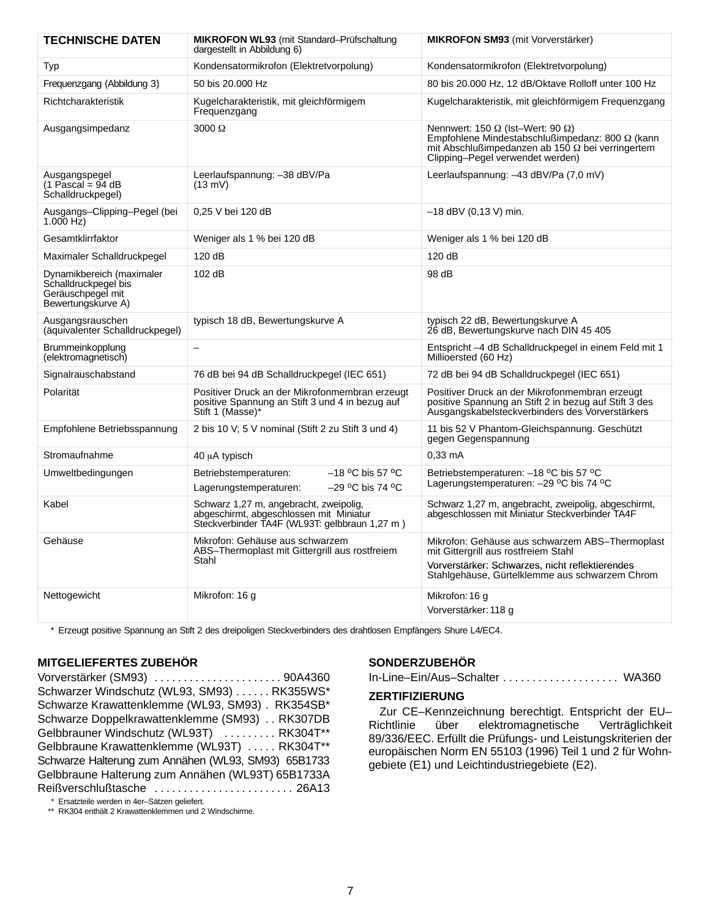| TECHNISCHE DATEN | MIKROFON WL93 (mit Standard–Prüfschaltung dargestellt in Abbildung 6) | MIKROFON SM93 (mit Vorverstärker) |
|---|---|---|
| Typ | Kondensatormikrofon (Elektretvorpolung) | Kondensatormikrofon (Elektretvorpolung) |
| Frequenzgang (Abbildung 3) | 50 bis 20.000 Hz | 80 bis 20.000 Hz, 12 dB/Oktave Rolloff unter 100 Hz |
| Richtcharakteristik | Kugelcharakteristik, mit gleichförmigem Frequenzgang | Kugelcharakteristik, mit gleichförmigem Frequenzgang |
| Ausgangsimpedanz | 3000 Ω | Nennwert: 150 Ω (Ist–Wert: 90 Ω) Empfohlene Mindestabschlußimpedanz: 800 Ω (kann mit Abschlußimpedanzen ab 150 Ω bei verringertem Clipping–Pegel verwendet werden) |
| Ausgangspegel (1 Pascal = 94 dB Schalldruckpegel) | Leerlaufspannung: –38 dBV/Pa (13 mV) | Leerlaufspannung: –43 dBV/Pa (7,0 mV) |
| Ausgangs–Clipping–Pegel (bei 1.000 Hz) | 0,25 V bei 120 dB | –18 dBV (0,13 V) min. |
| Gesamtklirrfaktor | Weniger als 1 % bei 120 dB | Weniger als 1 % bei 120 dB |
| Maximaler Schalldruckpegel | 120 dB | 120 dB |
| Dynamikbereich (maximaler Schalldruckpegel bis Geräuschpegel mit Bewertungskurve A) | 102 dB | 98 dB |
| Ausgangsrauschen (äquivalenter Schalldruckpegel) | typisch 18 dB, Bewertungskurve A | typisch 22 dB, Bewertungskurve A 26 dB, Bewertungskurve nach DIN 45 405 |
| Brummeinkopplung (elektromagnetisch) | – | Entspricht –4 dB Schalldruckpegel in einem Feld mit 1 Millioersted (60 Hz) |
| Signalrauschabstand | 76 dB bei 94 dB Schalldruckpegel (IEC 651) | 72 dB bei 94 dB Schalldruckpegel (IEC 651) |
| Polarität | Positiver Druck an der Mikrofonmembran erzeugt positive Spannung an Stift 3 und 4 in bezug auf Stift 1 (Masse)* | Positiver Druck an der Mikrofonmembran erzeugt positive Spannung an Stift 2 in bezug auf Stift 3 des Ausgangskabelsteckverbinders des Vorverstärkers |
| Empfohlene Betriebsspannung | 2 bis 10 V; 5 V nominal (Stift 2 zu Stift 3 und 4) | 11 bis 52 V Phantom-Gleichspannung. Geschützt gegen Gegenspannung |
| Stromaufnahme | 40 μA typisch | 0,33 mA |
| Umweltbedingungen | Betriebstemperaturen: –18 °C bis 57 °C Lagerungstemperaturen: –29 °C bis 74 °C | Betriebstemperaturen: –18 °C bis 57 °C Lagerungstemperaturen: –29 °C bis 74 °C |
| Kabel | Schwarz 1,27 m, angebracht, zweipolig, abgeschirmt, abgeschlossen mit Miniatur Steckverbinder TA4F (WL93T: gelbbraun 1,27 m ) | Schwarz 1,27 m, angebracht, zweipolig, abgeschirmt, abgeschlossen mit Miniatur Steckverbinder TA4F |
| Gehäuse | Mikrofon: Gehäuse aus schwarzem ABS–Thermoplast mit Gittergrill aus rostfreiem Stahl | Mikrofon: Gehäuse aus schwarzem ABS–Thermoplast mit Gittergrill aus rostfreiem Stahl Vorverstärker: Schwarzes, nicht reflektierendes Stahlgehäuse, Gürtelklemme aus schwarzem Chrom |
| Nettogewicht | Mikrofon: 16 g | Mikrofon: 16 g Vorverstärker: 118 g |

\* Erzeugt positive Spannung an Stift 2 des dreipoligen Steckverbinders des drahtlosen Empfängers Shure L4/EC4.

**MITGELIEFERTES ZUBEHÖR**

Vorverstärker (SM93) . . . . . . . . . . . . . . . . . . . . . . 90A4360
Schwarzer Windschutz (WL93, SM93) . . . . . . RK355WS*
Schwarze Krawattenklemme (WL93, SM93) . . RK354SB*
Schwarze Doppelkrawattenklemme (SM93) . . RK307DB
Gelbbrauner Windschutz (WL93T) . . . . . . . . . RK304T**
Gelbbraune Krawattenklemme (WL93T) . . . . . RK304T**
Schwarze Halterung zum Annähen (WL93, SM93) 65B1733
Gelbbraune Halterung zum Annähen (WL93T) 65B1733A
Reißverschlußtasche . . . . . . . . . . . . . . . . . . . . . . . . 26A13

\* Ersatzteile werden in 4er–Sätzen geliefert.
\*\* RK304 enthält 2 Krawattenklemmen und 2 Windschirme.

**SONDERZUBEHÖR**

In-Line–Ein/Aus–Schalter . . . . . . . . . . . . . . . . . . . WA360

**ZERTIFIZIERUNG**

Zur CE–Kennzeichnung berechtigt. Entspricht der EU–Richtlinie über elektromagnetische Verträglichkeit 89/336/EEC. Erfüllt die Prüfungs- und Leistungskriterien der europäischen Norm EN 55103 (1996) Teil 1 und 2 für Wohngebiete (E1) und Leichtindustriegebiete (E2).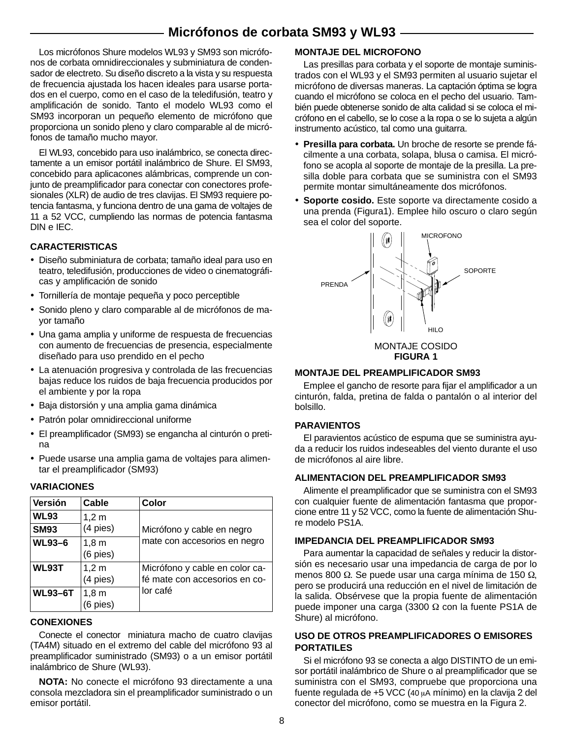# Micrófonos de corbata SM93 y WL93

Los micrófonos Shure modelos WL93 y SM93 son micrófonos de corbata omnidireccionales y subminiatura de condensador de electreto. Su diseño discreto a la vista y su respuesta de frecuencia ajustada los hacen ideales para usarse portados en el cuerpo, como en el caso de la teledifusión, teatro y amplificación de sonido. Tanto el modelo WL93 como el SM93 incorporan un pequeño elemento de micrófono que proporciona un sonido pleno y claro comparable al de micrófonos de tamaño mucho mayor.

El WL93, concebido para uso inalámbrico, se conecta directamente a un emisor portátil inalámbrico de Shure. El SM93, concebido para aplicacones alámbricas, comprende un conjunto de preamplificador para conectar con conectores profesionales (XLR) de audio de tres clavijas. El SM93 requiere potencia fantasma, y funciona dentro de una gama de voltajes de 11 a 52 VCC, cumpliendo las normas de potencia fantasma DIN e IEC.

### CARACTERISTICAS

- Diseño subminiatura de corbata; tamaño ideal para uso en teatro, teledifusión, producciones de video o cinematográficas y amplificación de sonido
- Tornillería de montaje pequeña y poco perceptible
- Sonido pleno y claro comparable al de micrófonos de mayor tamaño
- Una gama amplia y uniforme de respuesta de frecuencias con aumento de frecuencias de presencia, especialmente diseñado para uso prendido en el pecho
- La atenuación progresiva y controlada de las frecuencias bajas reduce los ruidos de baja frecuencia producidos por el ambiente y por la ropa
- Baja distorsión y una amplia gama dinámica
- Patrón polar omnidireccional uniforme
- El preamplificador (SM93) se engancha al cinturón o pretina
- Puede usarse una amplia gama de voltajes para alimentar el preamplificador (SM93)

### VARIACIONES

| Versión | Cable | Color |
|---|---|---|
| **WL93** | 1,2 m (4 pies) | Micrófono y cable en negro mate con accesorios en negro |
| **SM93** | | |
| **WL93–6** | 1,8 m (6 pies) | |
| **WL93T** | 1,2 m (4 pies) | Micrófono y cable en color café mate con accesorios en color café |
| **WL93–6T** | 1,8 m (6 pies) | |

### CONEXIONES

Conecte el conector miniatura macho de cuatro clavijas (TA4M) situado en el extremo del cable del micrófono 93 al preamplificador suministrado (SM93) o a un emisor portátil inalámbrico de Shure (WL93).

**NOTA:** No conecte el micrófono 93 directamente a una consola mezcladora sin el preamplificador suministrado o un emisor portátil.

### MONTAJE DEL MICROFONO

Las presillas para corbata y el soporte de montaje suministrados con el WL93 y el SM93 permiten al usuario sujetar el micrófono de diversas maneras. La captación óptima se logra cuando el micrófono se coloca en el pecho del usuario. También puede obtenerse sonido de alta calidad si se coloca el micrófono en el cabello, se lo cose a la ropa o se lo sujeta a algún instrumento acústico, tal como una guitarra.

- **Presilla para corbata.** Un broche de resorte se prende fácilmente a una corbata, solapa, blusa o camisa. El micrófono se acopla al soporte de montaje de la presilla. La presilla doble para corbata que se suministra con el SM93 permite montar simultáneamente dos micrófonos.
- **Soporte cosido.** Este soporte va directamente cosido a una prenda (Figura1). Emplee hilo oscuro o claro según sea el color del soporte.

MICROFONO, SOPORTE, PRENDA, HILO

MONTAJE COSIDO
**FIGURA 1**

### MONTAJE DEL PREAMPLIFICADOR SM93

Emplee el gancho de resorte para fijar el amplificador a un cinturón, falda, pretina de falda o pantalón o al interior del bolsillo.

### PARAVIENTOS

El paravientos acústico de espuma que se suministra ayuda a reducir los ruidos indeseables del viento durante el uso de micrófonos al aire libre.

### ALIMENTACION DEL PREAMPLIFICADOR SM93

Alimente el preamplificador que se suministra con el SM93 con cualquier fuente de alimentación fantasma que proporcione entre 11 y 52 VCC, como la fuente de alimentación Shure modelo PS1A.

### IMPEDANCIA DEL PREAMPLIFICADOR SM93

Para aumentar la capacidad de señales y reducir la distorsión es necesario usar una impedancia de carga de por lo menos 800 Ω. Se puede usar una carga mínima de 150 Ω, pero se producirá una reducción en el nivel de limitación de la salida. Obsérvese que la propia fuente de alimentación puede imponer una carga (3300 Ω con la fuente PS1A de Shure) al micrófono.

### USO DE OTROS PREAMPLIFICADORES O EMISORES PORTATILES

Si el micrófono 93 se conecta a algo DISTINTO de un emisor portátil inalámbrico de Shure o al preamplificador que se suministra con el SM93, compruebe que proporciona una fuente regulada de +5 VCC (40 μA mínimo) en la clavija 2 del conector del micrófono, como se muestra en la Figura 2.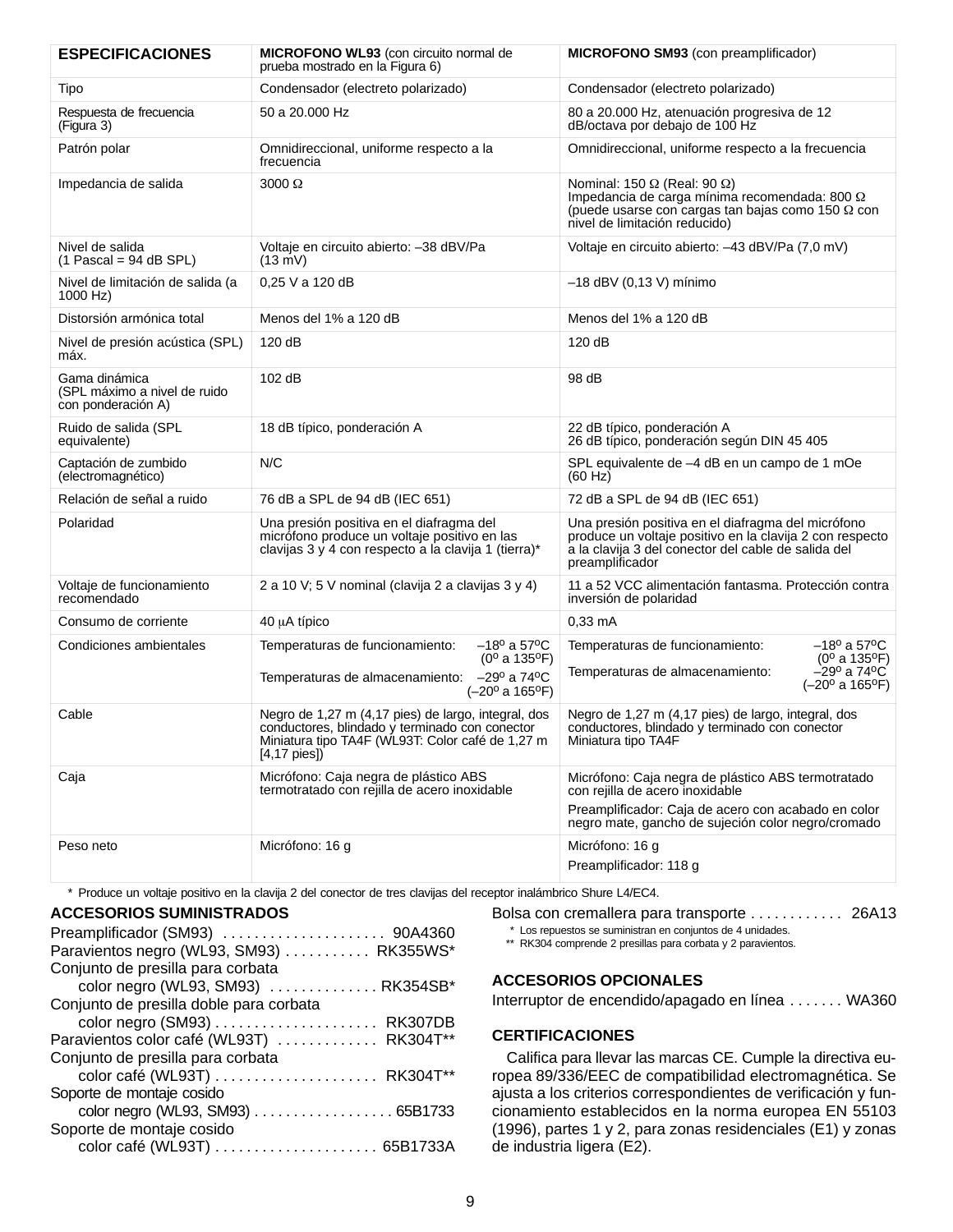| **ESPECIFICACIONES** | **MICROFONO WL93** (con circuito normal de prueba mostrado en la Figura 6) | **MICROFONO SM93** (con preamplificador) |
|---|---|---|
| Tipo | Condensador (electreto polarizado) | Condensador (electreto polarizado) |
| Respuesta de frecuencia (Figura 3) | 50 a 20.000 Hz | 80 a 20.000 Hz, atenuación progresiva de 12 dB/octava por debajo de 100 Hz |
| Patrón polar | Omnidireccional, uniforme respecto a la frecuencia | Omnidireccional, uniforme respecto a la frecuencia |
| Impedancia de salida | 3000 Ω | Nominal: 150 Ω (Real: 90 Ω)<br>Impedancia de carga mínima recomendada: 800 Ω (puede usarse con cargas tan bajas como 150 Ω con nivel de limitación reducido) |
| Nivel de salida (1 Pascal = 94 dB SPL) | Voltaje en circuito abierto: –38 dBV/Pa (13 mV) | Voltaje en circuito abierto: –43 dBV/Pa (7,0 mV) |
| Nivel de limitación de salida (a 1000 Hz) | 0,25 V a 120 dB | –18 dBV (0,13 V) mínimo |
| Distorsión armónica total | Menos del 1% a 120 dB | Menos del 1% a 120 dB |
| Nivel de presión acústica (SPL) máx. | 120 dB | 120 dB |
| Gama dinámica (SPL máximo a nivel de ruido con ponderación A) | 102 dB | 98 dB |
| Ruido de salida (SPL equivalente) | 18 dB típico, ponderación A | 22 dB típico, ponderación A<br>26 dB típico, ponderación según DIN 45 405 |
| Captación de zumbido (electromagnético) | N/C | SPL equivalente de –4 dB en un campo de 1 mOe (60 Hz) |
| Relación de señal a ruido | 76 dB a SPL de 94 dB (IEC 651) | 72 dB a SPL de 94 dB (IEC 651) |
| Polaridad | Una presión positiva en el diafragma del micrófono produce un voltaje positivo en las clavijas 3 y 4 con respecto a la clavija 1 (tierra)* | Una presión positiva en el diafragma del micrófono produce un voltaje positivo en la clavija 2 con respecto a la clavija 3 del conector del cable de salida del preamplificador |
| Voltaje de funcionamiento recomendado | 2 a 10 V; 5 V nominal (clavija 2 a clavijas 3 y 4) | 11 a 52 VCC alimentación fantasma. Protección contra inversión de polaridad |
| Consumo de corriente | 40 µA típico | 0,33 mA |
| Condiciones ambientales | Temperaturas de funcionamiento: –18º a 57ºC (0º a 135ºF)<br>Temperaturas de almacenamiento: –29º a 74ºC (–20º a 165ºF) | Temperaturas de funcionamiento: –18º a 57ºC (0º a 135ºF)<br>Temperaturas de almacenamiento: –29º a 74ºC (–20º a 165ºF) |
| Cable | Negro de 1,27 m (4,17 pies) de largo, integral, dos conductores, blindado y terminado con conector Miniatura tipo TA4F (WL93T: Color café de 1,27 m [4,17 pies]) | Negro de 1,27 m (4,17 pies) de largo, integral, dos conductores, blindado y terminado con conector Miniatura tipo TA4F |
| Caja | Micrófono: Caja negra de plástico ABS termotratado con rejilla de acero inoxidable | Micrófono: Caja negra de plástico ABS termotratado con rejilla de acero inoxidable<br>Preamplificador: Caja de acero con acabado en color negro mate, gancho de sujeción color negro/cromado |
| Peso neto | Micrófono: 16 g | Micrófono: 16 g<br>Preamplificador: 118 g |

\* Produce un voltaje positivo en la clavija 2 del conector de tres clavijas del receptor inalámbrico Shure L4/EC4.

## ACCESORIOS SUMINISTRADOS

Preamplificador (SM93) . . . . . . . . . . . . . . . . . . . . . 90A4360
Paravientos negro (WL93, SM93) . . . . . . . . . . . RK355WS*
Conjunto de presilla para corbata color negro (WL93, SM93) . . . . . . . . . . . . . RK354SB*
Conjunto de presilla doble para corbata color negro (SM93) . . . . . . . . . . . . . . . . . . . . RK307DB
Paravientos color café (WL93T) . . . . . . . . . . . . RK304T**
Conjunto de presilla para corbata color café (WL93T) . . . . . . . . . . . . . . . . . . . . RK304T**
Soporte de montaje cosido color negro (WL93, SM93) . . . . . . . . . . . . . . . . . . 65B1733
Soporte de montaje cosido color café (WL93T) . . . . . . . . . . . . . . . . . . . . 65B1733A
Bolsa con cremallera para transporte . . . . . . . . . . . 26A13

\* Los repuestos se suministran en conjuntos de 4 unidades.
\*\* RK304 comprende 2 presillas para corbata y 2 paravientos.

## ACCESORIOS OPCIONALES

Interruptor de encendido/apagado en línea . . . . . . . WA360

## CERTIFICACIONES

Califica para llevar las marcas CE. Cumple la directiva europea 89/336/EEC de compatibilidad electromagnética. Se ajusta a los criterios correspondientes de verificación y funcionamiento establecidos en la norma europea EN 55103 (1996), partes 1 y 2, para zonas residenciales (E1) y zonas de industria ligera (E2).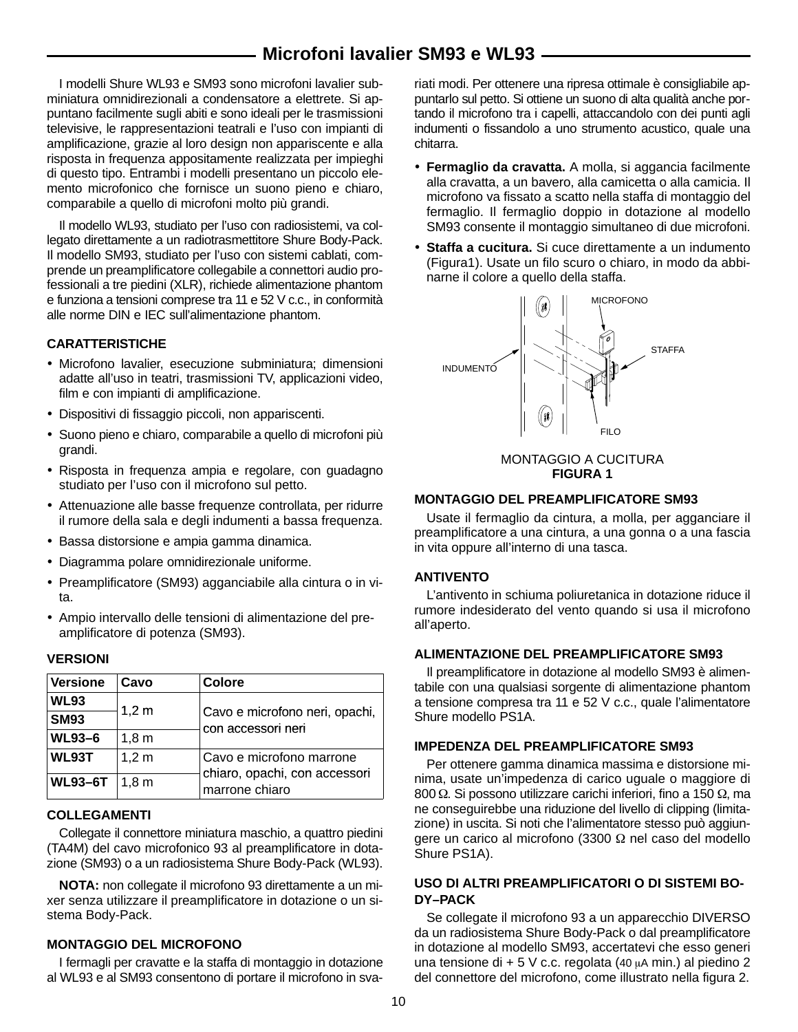# Microfoni lavalier SM93 e WL93

I modelli Shure WL93 e SM93 sono microfoni lavalier subminiatura omnidirezionali a condensatore a elettrete. Si appuntano facilmente sugli abiti e sono ideali per le trasmissioni televisive, le rappresentazioni teatrali e l'uso con impianti di amplificazione, grazie al loro design non appariscente e alla risposta in frequenza appositamente realizzata per impieghi di questo tipo. Entrambi i modelli presentano un piccolo elemento microfonico che fornisce un suono pieno e chiaro, comparabile a quello di microfoni molto più grandi.

Il modello WL93, studiato per l'uso con radiosistemi, va collegato direttamente a un radiotrasmettitore Shure Body-Pack. Il modello SM93, studiato per l'uso con sistemi cablati, comprende un preamplificatore collegabile a connettori audio professionali a tre piedini (XLR), richiede alimentazione phantom e funziona a tensioni comprese tra 11 e 52 V c.c., in conformità alle norme DIN e IEC sull'alimentazione phantom.

### CARATTERISTICHE

- Microfono lavalier, esecuzione subminiatura; dimensioni adatte all'uso in teatri, trasmissioni TV, applicazioni video, film e con impianti di amplificazione.
- Dispositivi di fissaggio piccoli, non appariscenti.
- Suono pieno e chiaro, comparabile a quello di microfoni più grandi.
- Risposta in frequenza ampia e regolare, con guadagno studiato per l'uso con il microfono sul petto.
- Attenuazione alle basse frequenze controllata, per ridurre il rumore della sala e degli indumenti a bassa frequenza.
- Bassa distorsione e ampia gamma dinamica.
- Diagramma polare omnidirezionale uniforme.
- Preamplificatore (SM93) agganciabile alla cintura o in vita.
- Ampio intervallo delle tensioni di alimentazione del preamplificatore di potenza (SM93).

### VERSIONI

| Versione | Cavo | Colore |
|---|---|---|
| WL93 | 1,2 m | Cavo e microfono neri, opachi, con accessori neri |
| SM93 | 1,2 m | Cavo e microfono neri, opachi, con accessori neri |
| WL93–6 | 1,8 m | Cavo e microfono neri, opachi, con accessori neri |
| WL93T | 1,2 m | Cavo e microfono marrone chiaro, opachi, con accessori marrone chiaro |
| WL93–6T | 1,8 m | Cavo e microfono marrone chiaro, opachi, con accessori marrone chiaro |

### COLLEGAMENTI

Collegate il connettore miniatura maschio, a quattro piedini (TA4M) del cavo microfonico 93 al preamplificatore in dotazione (SM93) o a un radiosistema Shure Body-Pack (WL93).

**NOTA:** non collegate il microfono 93 direttamente a un mixer senza utilizzare il preamplificatore in dotazione o un sistema Body-Pack.

### MONTAGGIO DEL MICROFONO

I fermagli per cravatte e la staffa di montaggio in dotazione al WL93 e al SM93 consentono di portare il microfono in svariati modi. Per ottenere una ripresa ottimale è consigliabile appuntarlo sul petto. Si ottiene un suono di alta qualità anche portando il microfono tra i capelli, attaccandolo con dei punti agli indumenti o fissandolo a uno strumento acustico, quale una chitarra.

- **Fermaglio da cravatta.** A molla, si aggancia facilmente alla cravatta, a un bavero, alla camicetta o alla camicia. Il microfono va fissato a scatto nella staffa di montaggio del fermaglio. Il fermaglio doppio in dotazione al modello SM93 consente il montaggio simultaneo di due microfoni.
- **Staffa a cucitura.** Si cuce direttamente a un indumento (Figura1). Usate un filo scuro o chiaro, in modo da abbinarne il colore a quello della staffa.

MICROFONO
STAFFA
INDUMENTO
FILO

MONTAGGIO A CUCITURA
**FIGURA 1**

### MONTAGGIO DEL PREAMPLIFICATORE SM93

Usate il fermaglio da cintura, a molla, per agganciare il preamplificatore a una cintura, a una gonna o a una fascia in vita oppure all'interno di una tasca.

### ANTIVENTO

L'antivento in schiuma poliuretanica in dotazione riduce il rumore indesiderato del vento quando si usa il microfono all'aperto.

### ALIMENTAZIONE DEL PREAMPLIFICATORE SM93

Il preamplificatore in dotazione al modello SM93 è alimentabile con una qualsiasi sorgente di alimentazione phantom a tensione compresa tra 11 e 52 V c.c., quale l'alimentatore Shure modello PS1A.

### IMPEDENZA DEL PREAMPLIFICATORE SM93

Per ottenere gamma dinamica massima e distorsione minima, usate un'impedenza di carico uguale o maggiore di 800 Ω. Si possono utilizzare carichi inferiori, fino a 150 Ω, ma ne conseguirebbe una riduzione del livello di clipping (limitazione) in uscita. Si noti che l'alimentatore stesso può aggiungere un carico al microfono (3300 Ω nel caso del modello Shure PS1A).

### USO DI ALTRI PREAMPLIFICATORI O DI SISTEMI BODY–PACK

Se collegate il microfono 93 a un apparecchio DIVERSO da un radiosistema Shure Body-Pack o dal preamplificatore in dotazione al modello SM93, accertatevi che esso generi una tensione di + 5 V c.c. regolata (40 μA min.) al piedino 2 del connettore del microfono, come illustrato nella figura 2.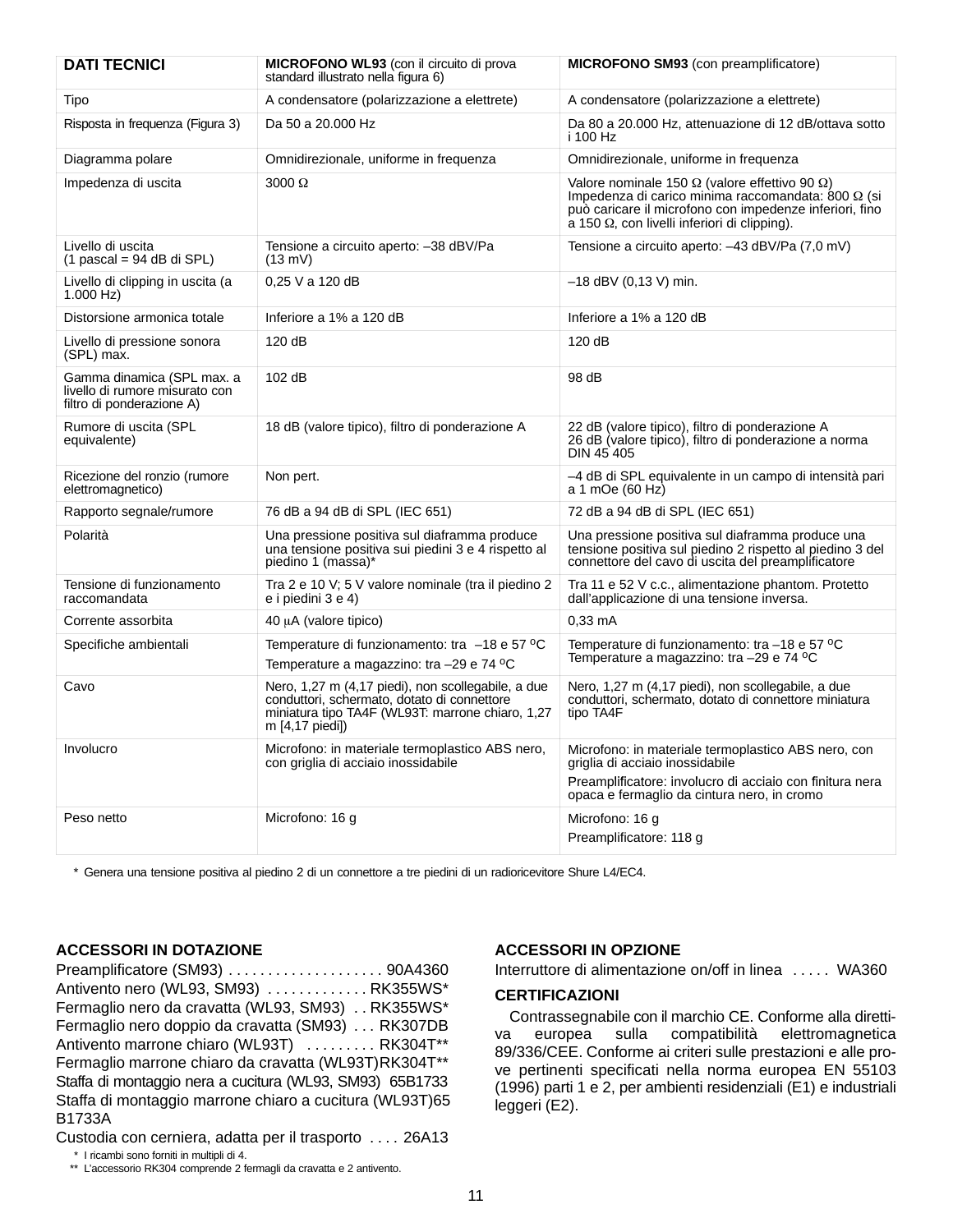| DATI TECNICI | MICROFONO WL93 (con il circuito di prova standard illustrato nella figura 6) | MICROFONO SM93 (con preamplificatore) |
| --- | --- | --- |
| Tipo | A condensatore (polarizzazione a elettrete) | A condensatore (polarizzazione a elettrete) |
| Risposta in frequenza (Figura 3) | Da 50 a 20.000 Hz | Da 80 a 20.000 Hz, attenuazione di 12 dB/ottava sotto i 100 Hz |
| Diagramma polare | Omnidirezionale, uniforme in frequenza | Omnidirezionale, uniforme in frequenza |
| Impedenza di uscita | 3000 Ω | Valore nominale 150 Ω (valore effettivo 90 Ω) Impedenza di carico minima raccomandata: 800 Ω (si può caricare il microfono con impedenze inferiori, fino a 150 Ω, con livelli inferiori di clipping). |
| Livello di uscita (1 pascal = 94 dB di SPL) | Tensione a circuito aperto: –38 dBV/Pa (13 mV) | Tensione a circuito aperto: –43 dBV/Pa (7,0 mV) |
| Livello di clipping in uscita (a 1.000 Hz) | 0,25 V a 120 dB | –18 dBV (0,13 V) min. |
| Distorsione armonica totale | Inferiore a 1% a 120 dB | Inferiore a 1% a 120 dB |
| Livello di pressione sonora (SPL) max. | 120 dB | 120 dB |
| Gamma dinamica (SPL max. a livello di rumore misurato con filtro di ponderazione A) | 102 dB | 98 dB |
| Rumore di uscita (SPL equivalente) | 18 dB (valore tipico), filtro di ponderazione A | 22 dB (valore tipico), filtro di ponderazione A<br>26 dB (valore tipico), filtro di ponderazione a norma DIN 45 405 |
| Ricezione del ronzio (rumore elettromagnetico) | Non pert. | –4 dB di SPL equivalente in un campo di intensità pari a 1 mOe (60 Hz) |
| Rapporto segnale/rumore | 76 dB a 94 dB di SPL (IEC 651) | 72 dB a 94 dB di SPL (IEC 651) |
| Polarità | Una pressione positiva sul diaframma produce una tensione positiva sui piedini 3 e 4 rispetto al piedino 1 (massa)* | Una pressione positiva sul diaframma produce una tensione positiva sul piedino 2 rispetto al piedino 3 del connettore del cavo di uscita del preamplificatore |
| Tensione di funzionamento raccomandata | Tra 2 e 10 V; 5 V valore nominale (tra il piedino 2 e i piedini 3 e 4) | Tra 11 e 52 V c.c., alimentazione phantom. Protetto dall'applicazione di una tensione inversa. |
| Corrente assorbita | 40 μA (valore tipico) | 0,33 mA |
| Specifiche ambientali | Temperature di funzionamento: tra –18 e 57 ºC<br>Temperature a magazzino: tra –29 e 74 ºC | Temperature di funzionamento: tra –18 e 57 ºC<br>Temperature a magazzino: tra –29 e 74 ºC |
| Cavo | Nero, 1,27 m (4,17 piedi), non scollegabile, a due conduttori, schermato, dotato di connettore miniatura tipo TA4F (WL93T: marrone chiaro, 1,27 m [4,17 piedi]) | Nero, 1,27 m (4,17 piedi), non scollegabile, a due conduttori, schermato, dotato di connettore miniatura tipo TA4F |
| Involucro | Microfono: in materiale termoplastico ABS nero, con griglia di acciaio inossidabile | Microfono: in materiale termoplastico ABS nero, con griglia di acciaio inossidabile<br>Preamplificatore: involucro di acciaio con finitura nera opaca e fermaglio da cintura nero, in cromo |
| Peso netto | Microfono: 16 g | Microfono: 16 g<br>Preamplificatore: 118 g |

\* Genera una tensione positiva al piedino 2 di un connettore a tre piedini di un radioricevitore Shure L4/EC4.

## ACCESSORI IN DOTAZIONE

Preamplificatore (SM93) . . . . . . . . . . . . . . . . . . . . 90A4360
Antivento nero (WL93, SM93) . . . . . . . . . . . . RK355WS*
Fermaglio nero da cravatta (WL93, SM93) . . RK355WS*
Fermaglio nero doppio da cravatta (SM93) . . . RK307DB
Antivento marrone chiaro (WL93T) . . . . . . . . . RK304T**
Fermaglio marrone chiaro da cravatta (WL93T)RK304T**
Staffa di montaggio nera a cucitura (WL93, SM93) 65B1733
Staffa di montaggio marrone chiaro a cucitura (WL93T)65 B1733A
Custodia con cerniera, adatta per il trasporto . . . . 26A13

\* I ricambi sono forniti in multipli di 4.
\*\* L'accessorio RK304 comprende 2 fermagli da cravatta e 2 antivento.

## ACCESSORI IN OPZIONE

Interruttore di alimentazione on/off in linea . . . . . WA360

## CERTIFICAZIONI

Contrassegnabile con il marchio CE. Conforme alla direttiva europea sulla compatibilità elettromagnetica 89/336/CEE. Conforme ai criteri sulle prestazioni e alle prove pertinenti specificati nella norma europea EN 55103 (1996) parti 1 e 2, per ambienti residenziali (E1) e industriali leggeri (E2).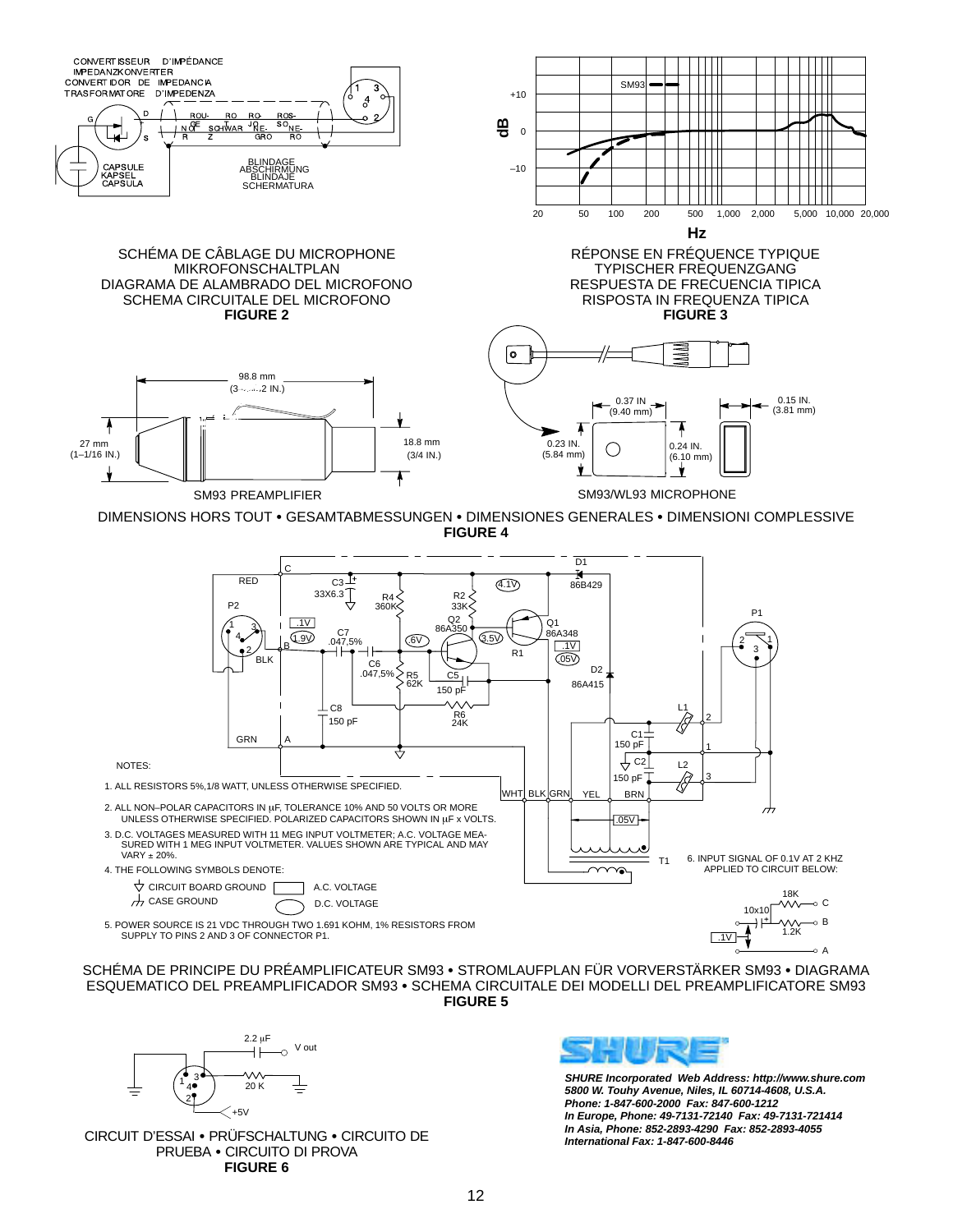CONVERTISSEUR D'IMPÉDANCE
IMPEDANZKONVERTER
CONVERTIDOR DE IMPEDANCIA
TRASFORMATORE D'IMPEDENZA

CAPSULE
KAPSEL
CÁPSULA

BLINDAGE
ABSCHIRMUNG
BLINDAJE
SCHERMATURA

SCHÉMA DE CÂBLAGE DU MICROPHONE
MIKROFONSCHALTPLAN
DIAGRAMA DE ALAMBRADO DEL MICROFONO
SCHEMA CIRCUITALE DEL MICROFONO
**FIGURE 2**

SM93
+10
dB 0
–10
20 50 100 200 500 1,000 2,000 5,000 10,000 20,000
**Hz**

RÉPONSE EN FRÉQUENCE TYPIQUE
TYPISCHER FREQUENZGANG
RESPUESTA DE FRECUENCIA TIPICA
RISPOSTA IN FREQUENZA TIPICA
**FIGURE 3**

98.8 mm
27 mm (1–1/16 IN.)
18.8 mm (3/4 IN.)
SM93 PREAMPLIFIER

0.37 IN (9.40 mm)
0.15 IN. (3.81 mm)
0.23 IN. (5.84 mm)
0.24 IN. (6.10 mm)
SM93/WL93 MICROPHONE

DIMENSIONS HORS TOUT • GESAMTABMESSUNGEN • DIMENSIONES GENERALES • DIMENSIONI COMPLESSIVE
**FIGURE 4**

NOTES:

1. ALL RESISTORS 5%,1/8 WATT, UNLESS OTHERWISE SPECIFIED.
2. ALL NON–POLAR CAPACITORS IN µF, TOLERANCE 10% AND 50 VOLTS OR MORE UNLESS OTHERWISE SPECIFIED. POLARIZED CAPACITORS SHOWN IN µF x VOLTS.
3. D.C. VOLTAGES MEASURED WITH 11 MEG INPUT VOLTMETER; A.C. VOLTAGE MEASURED WITH 1 MEG INPUT VOLTMETER. VALUES SHOWN ARE TYPICAL AND MAY VARY ± 20%.
4. THE FOLLOWING SYMBOLS DENOTE:
   - CIRCUIT BOARD GROUND
   - CASE GROUND
   - A.C. VOLTAGE
   - D.C. VOLTAGE
5. POWER SOURCE IS 21 VDC THROUGH TWO 1.691 KOHM, 1% RESISTORS FROM SUPPLY TO PINS 2 AND 3 OF CONNECTOR P1.
6. INPUT SIGNAL OF 0.1V AT 2 KHZ APPLIED TO CIRCUIT BELOW:

SCHÉMA DE PRINCIPE DU PRÉAMPLIFICATEUR SM93 • STROMLAUFPLAN FÜR VORVERSTÄRKER SM93 • DIAGRAMA ESQUEMATICO DEL PREAMPLIFICADOR SM93 • SCHEMA CIRCUITALE DEI MODELLI DEL PREAMPLIFICATORE SM93
**FIGURE 5**

2.2 µF
V out
20 K
+5V

CIRCUIT D'ESSAI • PRÜFSCHALTUNG • CIRCUITO DE PRUEBA • CIRCUITO DI PROVA
**FIGURE 6**

SHURE

*SHURE Incorporated Web Address: http://www.shure.com*
*5800 W. Touhy Avenue, Niles, IL 60714-4608, U.S.A.*
*Phone: 1-847-600-2000 Fax: 847-600-1212*
*In Europe, Phone: 49-7131-72140 Fax: 49-7131-721414*
*In Asia, Phone: 852-2893-4290 Fax: 852-2893-4055*
*International Fax: 1-847-600-8446*